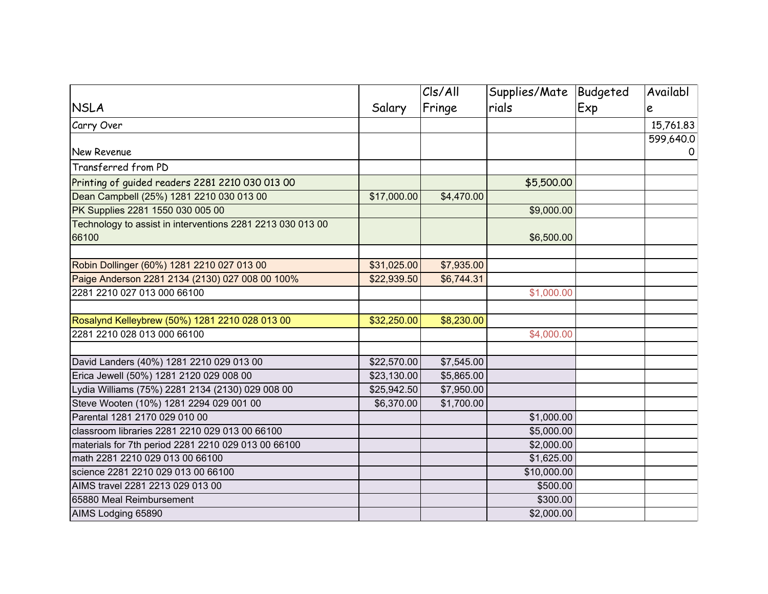| NSLA | Salary | Cls/All Fringe | Supplies/Materials | Budgeted Exp | Available |
|---|---|---|---|---|---|
| Carry Over | | | | | 15,761.83 |
| New Revenue | | | | | 599,640.00 |
| Transferred from PD | | | | | |
| Printing of guided readers 2281 2210 030 013 00 | | | $5,500.00 | | |
| Dean Campbell (25%) 1281 2210 030 013 00 | $17,000.00 | $4,470.00 | | | |
| PK Supplies 2281 1550 030 005 00 | | | $9,000.00 | | |
| Technology to assist in interventions 2281 2213 030 013 00 66100 | | | $6,500.00 | | |
| | | | | | |
| Robin Dollinger (60%) 1281 2210 027 013 00 | $31,025.00 | $7,935.00 | | | |
| Paige Anderson 2281 2134 (2130) 027 008 00 100% | $22,939.50 | $6,744.31 | | | |
| 2281 2210 027 013 000 66100 | | | $1,000.00 | | |
| | | | | | |
| Rosalynd Kelleybrew (50%) 1281 2210 028 013 00 | $32,250.00 | $8,230.00 | | | |
| 2281 2210 028 013 000 66100 | | | $4,000.00 | | |
| | | | | | |
| David Landers (40%) 1281 2210 029 013 00 | $22,570.00 | $7,545.00 | | | |
| Erica Jewell (50%) 1281 2120 029 008 00 | $23,130.00 | $5,865.00 | | | |
| Lydia Williams (75%) 2281 2134 (2130) 029 008 00 | $25,942.50 | $7,950.00 | | | |
| Steve Wooten (10%) 1281 2294 029 001 00 | $6,370.00 | $1,700.00 | | | |
| Parental 1281 2170 029 010 00 | | | $1,000.00 | | |
| classroom libraries 2281 2210 029 013 00 66100 | | | $5,000.00 | | |
| materials for 7th period 2281 2210 029 013 00 66100 | | | $2,000.00 | | |
| math 2281 2210 029 013 00 66100 | | | $1,625.00 | | |
| science 2281 2210 029 013 00 66100 | | | $10,000.00 | | |
| AIMS travel 2281 2213 029 013 00 | | | $500.00 | | |
| 65880 Meal Reimbursement | | | $300.00 | | |
| AIMS Lodging 65890 | | | $2,000.00 | | |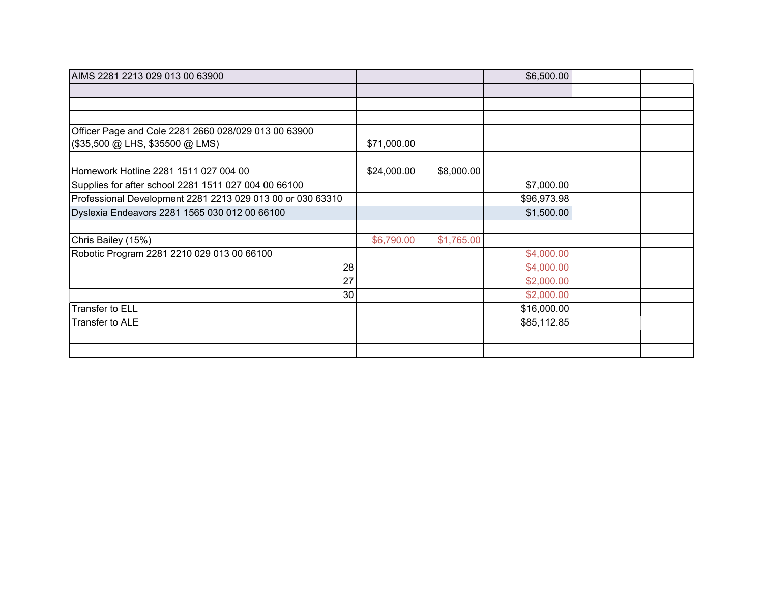| | | | | | |
|---|---|---|---|---|---|
| AIMS 2281 2213 029 013 00 63900 | | | $6,500.00 | | |
| | | | | | |
| | | | | | |
| | | | | | |
| Officer Page and Cole 2281 2660 028/029 013 00 63900 ($35,500 @ LHS, $35500 @ LMS) | $71,000.00 | | | | |
| | | | | | |
| Homework Hotline 2281 1511 027 004 00 | $24,000.00 | $8,000.00 | | | |
| Supplies for after school 2281 1511 027 004 00 66100 | | | $7,000.00 | | |
| Professional Development 2281 2213 029 013 00 or 030 63310 | | | $96,973.98 | | |
| Dyslexia Endeavors 2281 1565 030 012 00 66100 | | | $1,500.00 | | |
| | | | | | |
| Chris Bailey (15%) | $6,790.00 | $1,765.00 | | | |
| Robotic Program 2281 2210 029 013 00 66100 | | | $4,000.00 | | |
| 28 | | | $4,000.00 | | |
| 27 | | | $2,000.00 | | |
| 30 | | | $2,000.00 | | |
| Transfer to ELL | | | $16,000.00 | | |
| Transfer to ALE | | | $85,112.85 | | |
| | | | | | |
| | | | | | |